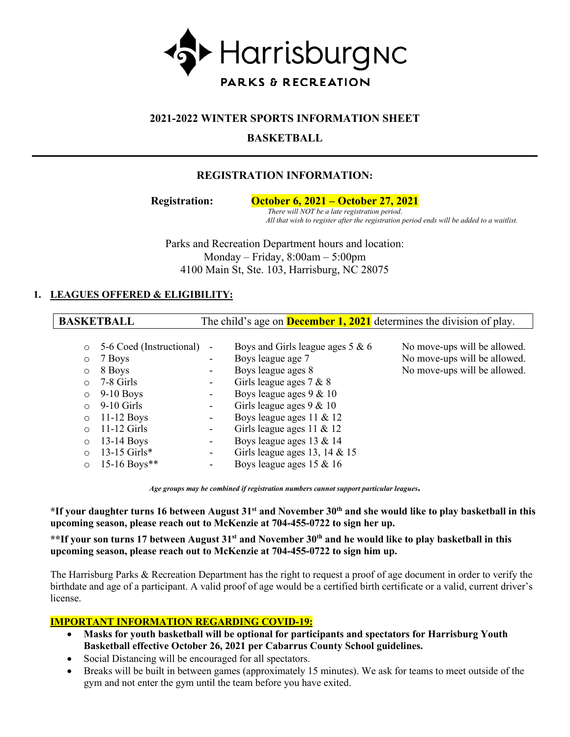HarrisburgNC

PARKS & RECREATION

## 2021-2022 WINTER SPORTS INFORMATION SHEET

## BASKETBALL

### REGISTRATION INFORMATION:

**Registration:** **October 6, 2021 – October 27, 2021**

*There will NOT be a late registration period.*
*All that wish to register after the registration period ends will be added to a waitlist.*

Parks and Recreation Department hours and location:
Monday – Friday, 8:00am – 5:00pm
4100 Main St, Ste. 103, Harrisburg, NC 28075

### 1. LEAGUES OFFERED & ELIGIBILITY:

**BASKETBALL** The child's age on **December 1, 2021** determines the division of play.

- 5-6 Coed (Instructional) - Boys and Girls league ages 5 & 6 — No move-ups will be allowed.
- 7 Boys - Boys league age 7 — No move-ups will be allowed.
- 8 Boys - Boys league ages 8 — No move-ups will be allowed.
- 7-8 Girls - Girls league ages 7 & 8
- 9-10 Boys - Boys league ages 9 & 10
- 9-10 Girls - Girls league ages 9 & 10
- 11-12 Boys - Boys league ages 11 & 12
- 11-12 Girls - Girls league ages 11 & 12
- 13-14 Boys - Boys league ages 13 & 14
- 13-15 Girls* - Girls league ages 13, 14 & 15
- 15-16 Boys** - Boys league ages 15 & 16

***Age groups may be combined if registration numbers cannot support particular leagues.***

**\*If your daughter turns 16 between August 31st and November 30th and she would like to play basketball in this upcoming season, please reach out to McKenzie at 704-455-0722 to sign her up.**

**\*\*If your son turns 17 between August 31st and November 30th and he would like to play basketball in this upcoming season, please reach out to McKenzie at 704-455-0722 to sign him up.**

The Harrisburg Parks & Recreation Department has the right to request a proof of age document in order to verify the birthdate and age of a participant. A valid proof of age would be a certified birth certificate or a valid, current driver's license.

**IMPORTANT INFORMATION REGARDING COVID-19:**

- **Masks for youth basketball will be optional for participants and spectators for Harrisburg Youth Basketball effective October 26, 2021 per Cabarrus County School guidelines.**
- Social Distancing will be encouraged for all spectators.
- Breaks will be built in between games (approximately 15 minutes). We ask for teams to meet outside of the gym and not enter the gym until the team before you have exited.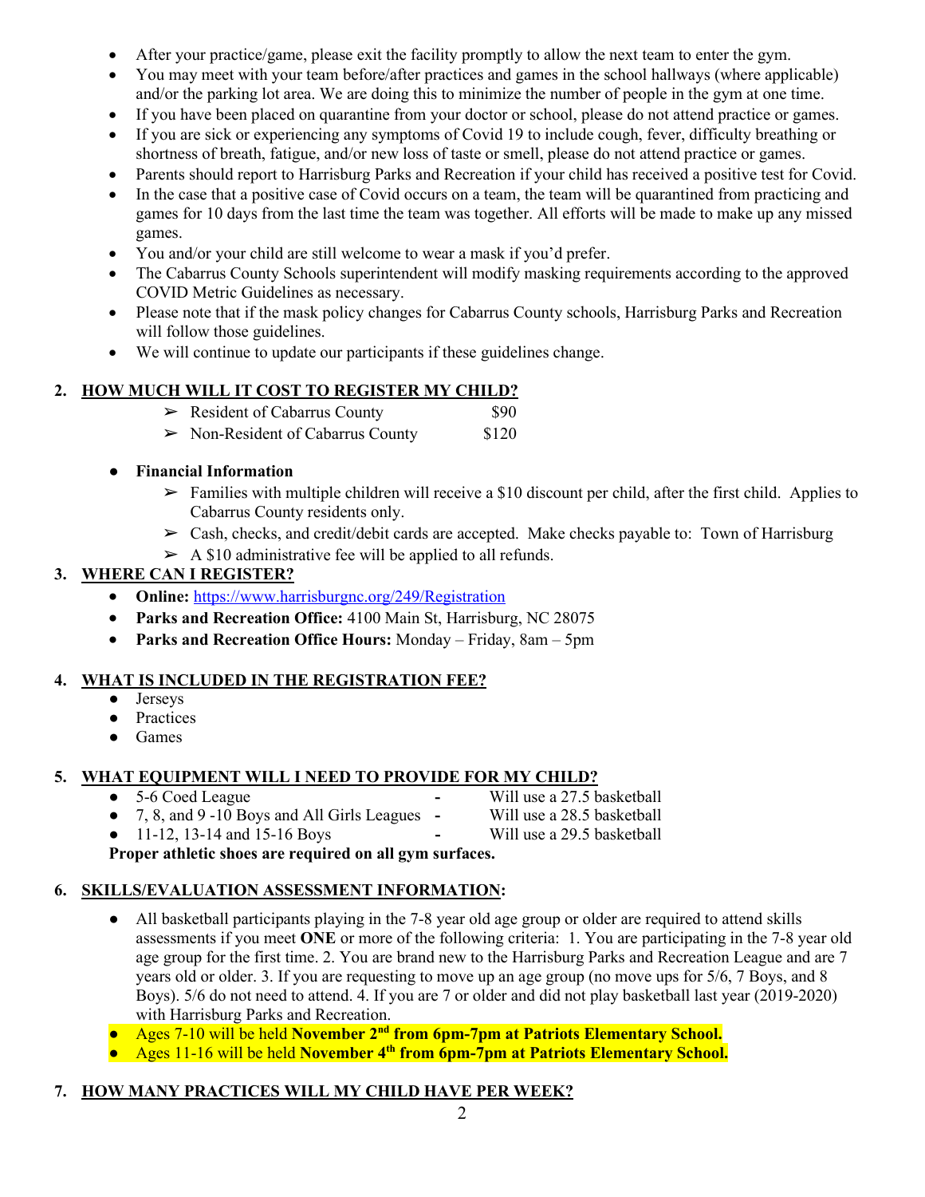- After your practice/game, please exit the facility promptly to allow the next team to enter the gym.
- You may meet with your team before/after practices and games in the school hallways (where applicable) and/or the parking lot area. We are doing this to minimize the number of people in the gym at one time.
- If you have been placed on quarantine from your doctor or school, please do not attend practice or games.
- If you are sick or experiencing any symptoms of Covid 19 to include cough, fever, difficulty breathing or shortness of breath, fatigue, and/or new loss of taste or smell, please do not attend practice or games.
- Parents should report to Harrisburg Parks and Recreation if your child has received a positive test for Covid.
- In the case that a positive case of Covid occurs on a team, the team will be quarantined from practicing and games for 10 days from the last time the team was together. All efforts will be made to make up any missed games.
- You and/or your child are still welcome to wear a mask if you'd prefer.
- The Cabarrus County Schools superintendent will modify masking requirements according to the approved COVID Metric Guidelines as necessary.
- Please note that if the mask policy changes for Cabarrus County schools, Harrisburg Parks and Recreation will follow those guidelines.
- We will continue to update our participants if these guidelines change.

## 2. HOW MUCH WILL IT COST TO REGISTER MY CHILD?

- ➢ Resident of Cabarrus County $90
- ➢ Non-Resident of Cabarrus County $120

- **Financial Information**
  - ➢ Families with multiple children will receive a $10 discount per child, after the first child. Applies to Cabarrus County residents only.
  - ➢ Cash, checks, and credit/debit cards are accepted. Make checks payable to: Town of Harrisburg
  - ➢ A $10 administrative fee will be applied to all refunds.

## 3. WHERE CAN I REGISTER?

- **Online:** https://www.harrisburgnc.org/249/Registration
- **Parks and Recreation Office:** 4100 Main St, Harrisburg, NC 28075
- **Parks and Recreation Office Hours:** Monday – Friday, 8am – 5pm

## 4. WHAT IS INCLUDED IN THE REGISTRATION FEE?

- Jerseys
- Practices
- Games

## 5. WHAT EQUIPMENT WILL I NEED TO PROVIDE FOR MY CHILD?

- 5-6 Coed League - Will use a 27.5 basketball
- 7, 8, and 9 -10 Boys and All Girls Leagues - Will use a 28.5 basketball
- 11-12, 13-14 and 15-16 Boys - Will use a 29.5 basketball

**Proper athletic shoes are required on all gym surfaces.**

## 6. SKILLS/EVALUATION ASSESSMENT INFORMATION:

- All basketball participants playing in the 7-8 year old age group or older are required to attend skills assessments if you meet **ONE** or more of the following criteria: 1. You are participating in the 7-8 year old age group for the first time. 2. You are brand new to the Harrisburg Parks and Recreation League and are 7 years old or older. 3. If you are requesting to move up an age group (no move ups for 5/6, 7 Boys, and 8 Boys). 5/6 do not need to attend. 4. If you are 7 or older and did not play basketball last year (2019-2020) with Harrisburg Parks and Recreation.
- Ages 7-10 will be held **November 2nd from 6pm-7pm at Patriots Elementary School.**
- Ages 11-16 will be held **November 4th from 6pm-7pm at Patriots Elementary School.**

## 7. HOW MANY PRACTICES WILL MY CHILD HAVE PER WEEK?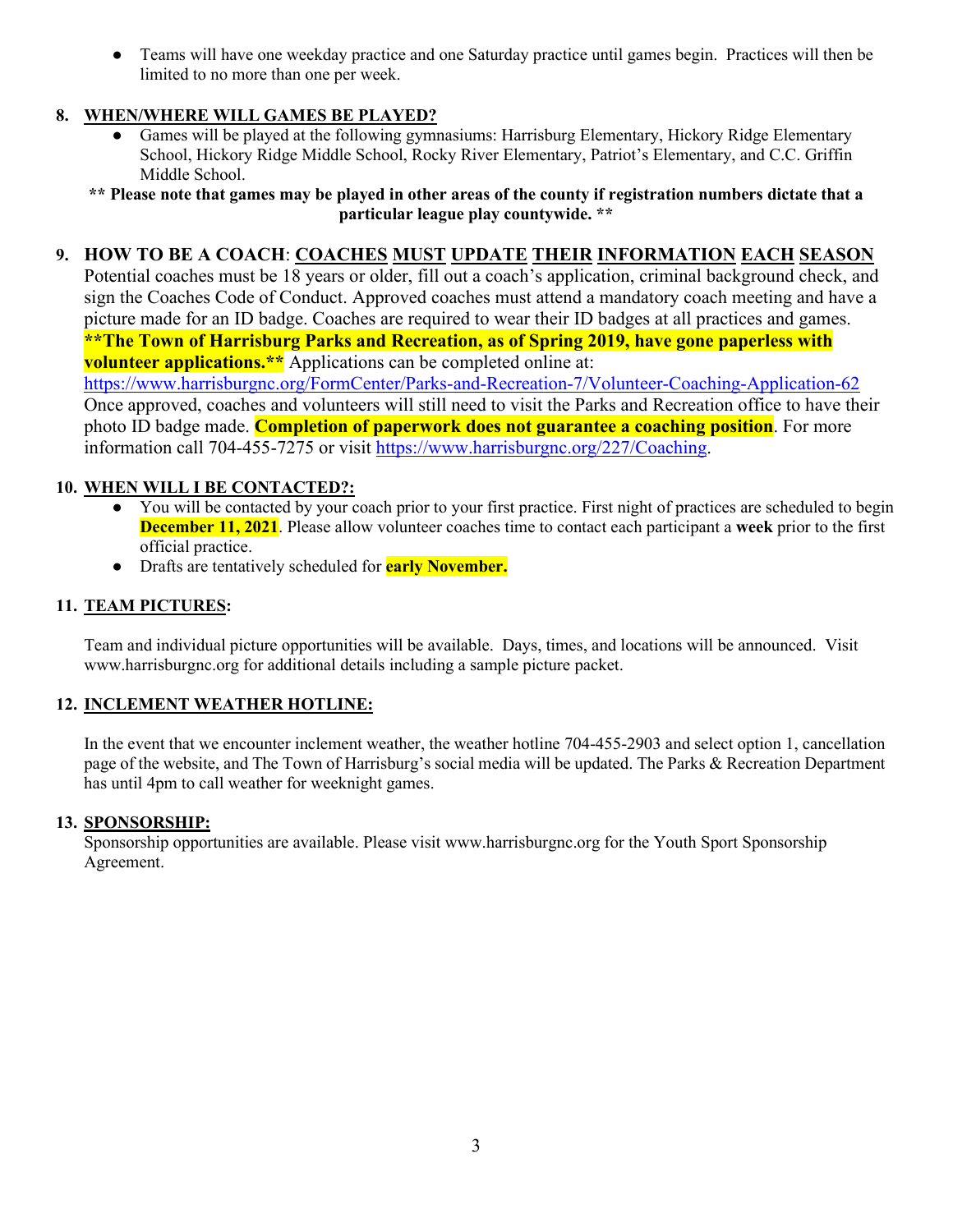- Teams will have one weekday practice and one Saturday practice until games begin. Practices will then be limited to no more than one per week.

**8. WHEN/WHERE WILL GAMES BE PLAYED?**

- Games will be played at the following gymnasiums: Harrisburg Elementary, Hickory Ridge Elementary School, Hickory Ridge Middle School, Rocky River Elementary, Patriot's Elementary, and C.C. Griffin Middle School.

**\*\* Please note that games may be played in other areas of the county if registration numbers dictate that a particular league play countywide. \*\***

**9. HOW TO BE A COACH**: **COACHES MUST UPDATE THEIR INFORMATION EACH SEASON**

Potential coaches must be 18 years or older, fill out a coach's application, criminal background check, and sign the Coaches Code of Conduct. Approved coaches must attend a mandatory coach meeting and have a picture made for an ID badge. Coaches are required to wear their ID badges at all practices and games. **\*\*The Town of Harrisburg Parks and Recreation, as of Spring 2019, have gone paperless with volunteer applications.\*\*** Applications can be completed online at: https://www.harrisburgnc.org/FormCenter/Parks-and-Recreation-7/Volunteer-Coaching-Application-62 Once approved, coaches and volunteers will still need to visit the Parks and Recreation office to have their photo ID badge made. **Completion of paperwork does not guarantee a coaching position**. For more information call 704-455-7275 or visit https://www.harrisburgnc.org/227/Coaching.

**10. WHEN WILL I BE CONTACTED?:**

- You will be contacted by your coach prior to your first practice. First night of practices are scheduled to begin **December 11, 2021**. Please allow volunteer coaches time to contact each participant a **week** prior to the first official practice.
- Drafts are tentatively scheduled for **early November.**

**11. TEAM PICTURES:**

Team and individual picture opportunities will be available. Days, times, and locations will be announced. Visit www.harrisburgnc.org for additional details including a sample picture packet.

**12. INCLEMENT WEATHER HOTLINE:**

In the event that we encounter inclement weather, the weather hotline 704-455-2903 and select option 1, cancellation page of the website, and The Town of Harrisburg's social media will be updated. The Parks & Recreation Department has until 4pm to call weather for weeknight games.

**13. SPONSORSHIP:**

Sponsorship opportunities are available. Please visit www.harrisburgnc.org for the Youth Sport Sponsorship Agreement.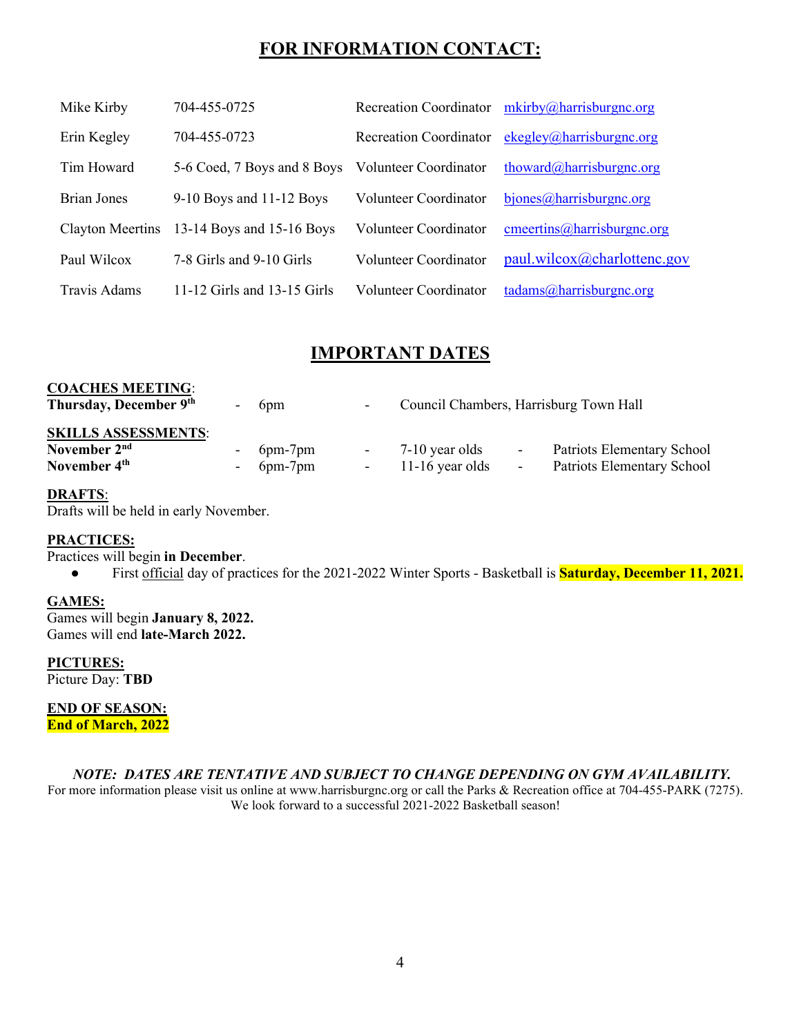# FOR INFORMATION CONTACT:

| | | | |
|---|---|---|---|
| Mike Kirby | 704-455-0725 | Recreation Coordinator | mkirby@harrisburgnc.org |
| Erin Kegley | 704-455-0723 | Recreation Coordinator | ekegley@harrisburgnc.org |
| Tim Howard | 5-6 Coed, 7 Boys and 8 Boys | Volunteer Coordinator | thoward@harrisburgnc.org |
| Brian Jones | 9-10 Boys and 11-12 Boys | Volunteer Coordinator | bjones@harrisburgnc.org |
| Clayton Meertins | 13-14 Boys and 15-16 Boys | Volunteer Coordinator | cmeertins@harrisburgnc.org |
| Paul Wilcox | 7-8 Girls and 9-10 Girls | Volunteer Coordinator | paul.wilcox@charlottenc.gov |
| Travis Adams | 11-12 Girls and 13-15 Girls | Volunteer Coordinator | tadams@harrisburgnc.org |

# IMPORTANT DATES

**COACHES MEETING**:
**Thursday, December 9th** - 6pm - Council Chambers, Harrisburg Town Hall

**SKILLS ASSESSMENTS**:
**November 2nd** - 6pm-7pm - 7-10 year olds - Patriots Elementary School
**November 4th** - 6pm-7pm - 11-16 year olds - Patriots Elementary School

**DRAFTS**:
Drafts will be held in early November.

**PRACTICES:**
Practices will begin **in December**.

- First official day of practices for the 2021-2022 Winter Sports - Basketball is **Saturday, December 11, 2021.**

**GAMES:**
Games will begin **January 8, 2022.**
Games will end **late-March 2022.**

**PICTURES:**
Picture Day: **TBD**

**END OF SEASON:**
**End of March, 2022**

***NOTE: DATES ARE TENTATIVE AND SUBJECT TO CHANGE DEPENDING ON GYM AVAILABILITY.***
For more information please visit us online at www.harrisburgnc.org or call the Parks & Recreation office at 704-455-PARK (7275).
We look forward to a successful 2021-2022 Basketball season!